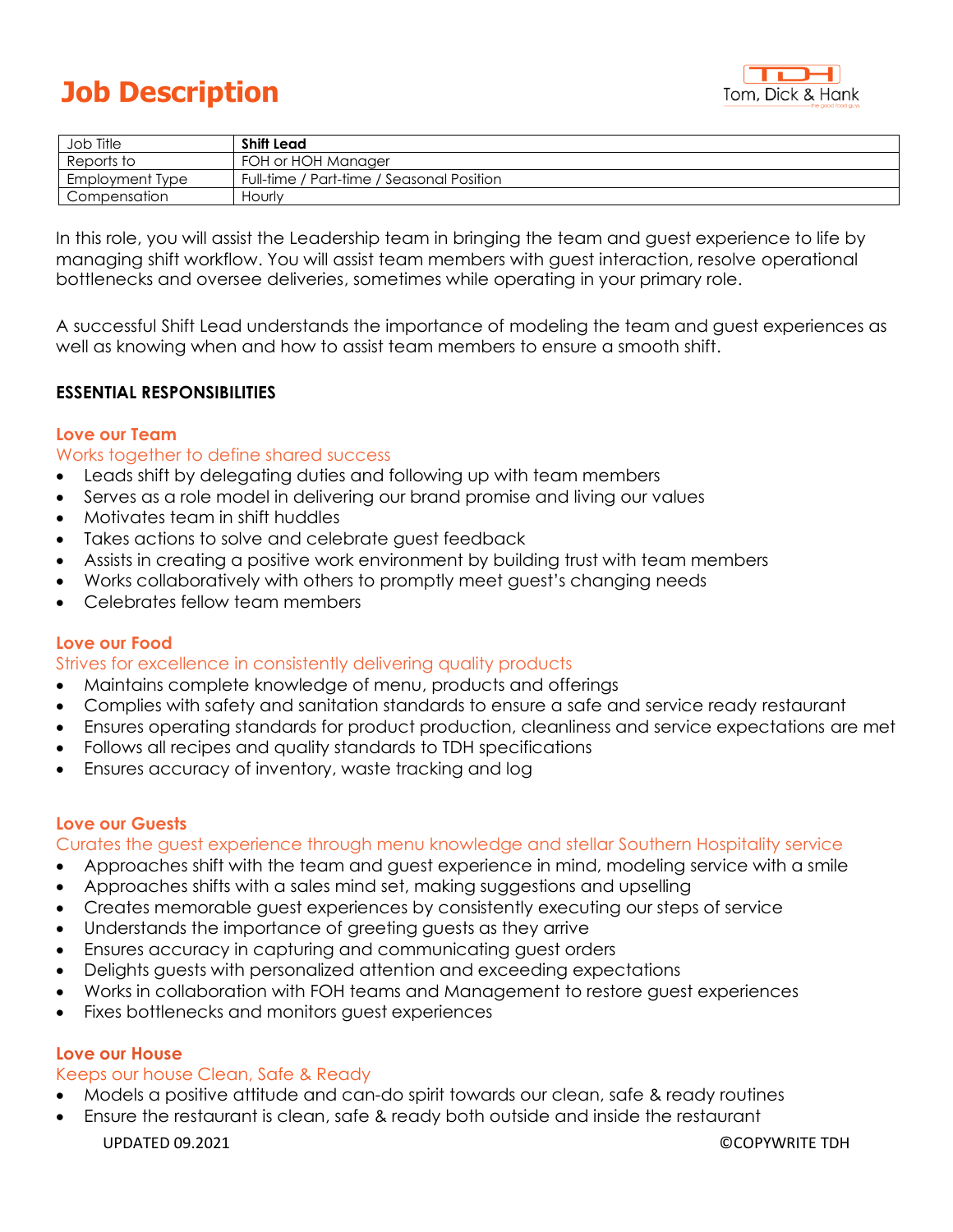# Job Description

| Job Title | **Shift Lead** |
|---|---|
| Reports to | FOH or HOH Manager |
| Employment Type | Full-time / Part-time / Seasonal Position |
| Compensation | Hourly |

In this role, you will assist the Leadership team in bringing the team and guest experience to life by managing shift workflow. You will assist team members with guest interaction, resolve operational bottlenecks and oversee deliveries, sometimes while operating in your primary role.

A successful Shift Lead understands the importance of modeling the team and guest experiences as well as knowing when and how to assist team members to ensure a smooth shift.

## ESSENTIAL RESPONSIBILITIES

### Love our Team

Works together to define shared success

- Leads shift by delegating duties and following up with team members
- Serves as a role model in delivering our brand promise and living our values
- Motivates team in shift huddles
- Takes actions to solve and celebrate guest feedback
- Assists in creating a positive work environment by building trust with team members
- Works collaboratively with others to promptly meet guest's changing needs
- Celebrates fellow team members

### Love our Food

Strives for excellence in consistently delivering quality products

- Maintains complete knowledge of menu, products and offerings
- Complies with safety and sanitation standards to ensure a safe and service ready restaurant
- Ensures operating standards for product production, cleanliness and service expectations are met
- Follows all recipes and quality standards to TDH specifications
- Ensures accuracy of inventory, waste tracking and log

### Love our Guests

Curates the guest experience through menu knowledge and stellar Southern Hospitality service

- Approaches shift with the team and guest experience in mind, modeling service with a smile
- Approaches shifts with a sales mind set, making suggestions and upselling
- Creates memorable guest experiences by consistently executing our steps of service
- Understands the importance of greeting guests as they arrive
- Ensures accuracy in capturing and communicating guest orders
- Delights guests with personalized attention and exceeding expectations
- Works in collaboration with FOH teams and Management to restore guest experiences
- Fixes bottlenecks and monitors guest experiences

### Love our House

Keeps our house Clean, Safe & Ready

- Models a positive attitude and can-do spirit towards our clean, safe & ready routines
- Ensure the restaurant is clean, safe & ready both outside and inside the restaurant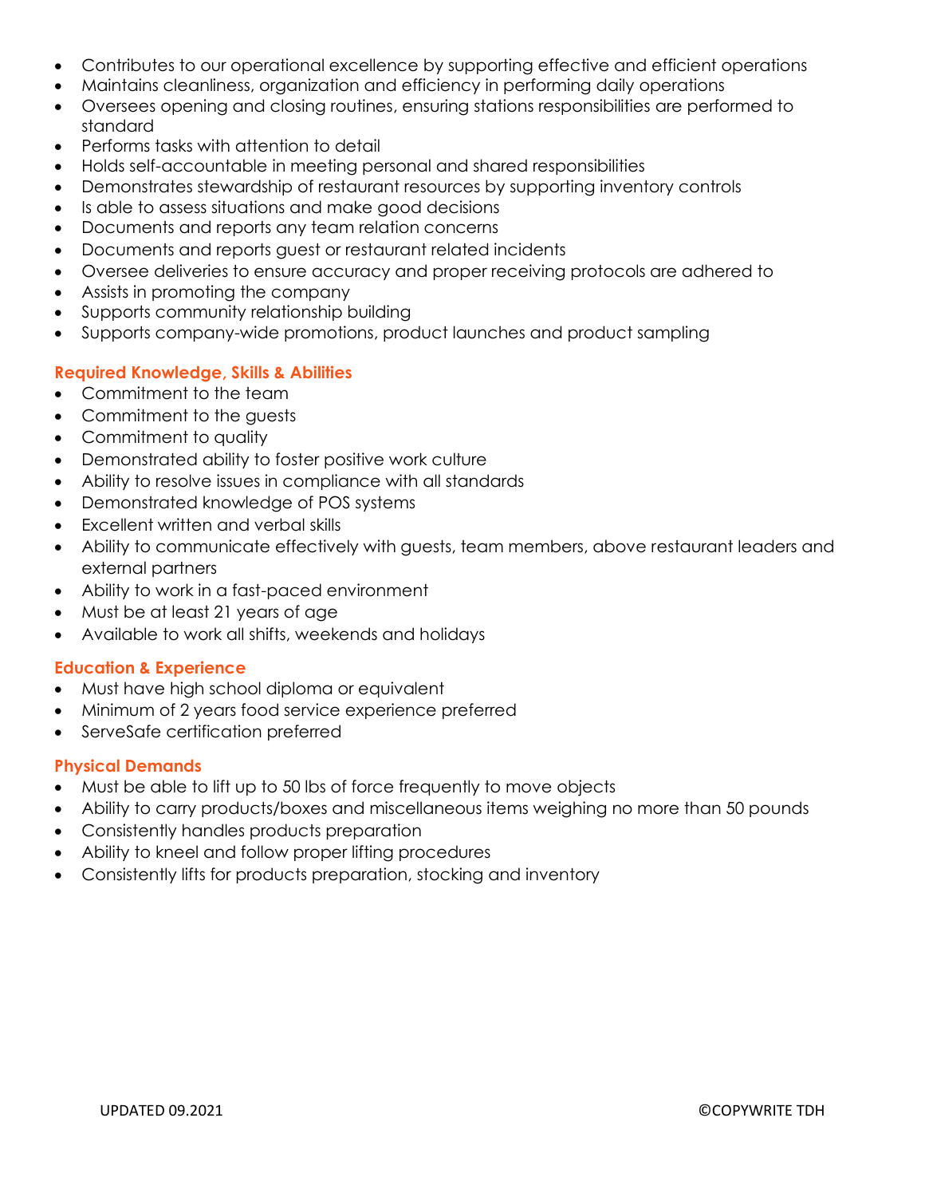- Contributes to our operational excellence by supporting effective and efficient operations
- Maintains cleanliness, organization and efficiency in performing daily operations
- Oversees opening and closing routines, ensuring stations responsibilities are performed to standard
- Performs tasks with attention to detail
- Holds self-accountable in meeting personal and shared responsibilities
- Demonstrates stewardship of restaurant resources by supporting inventory controls
- Is able to assess situations and make good decisions
- Documents and reports any team relation concerns
- Documents and reports guest or restaurant related incidents
- Oversee deliveries to ensure accuracy and proper receiving protocols are adhered to
- Assists in promoting the company
- Supports community relationship building
- Supports company-wide promotions, product launches and product sampling

### Required Knowledge, Skills & Abilities

- Commitment to the team
- Commitment to the guests
- Commitment to quality
- Demonstrated ability to foster positive work culture
- Ability to resolve issues in compliance with all standards
- Demonstrated knowledge of POS systems
- Excellent written and verbal skills
- Ability to communicate effectively with guests, team members, above restaurant leaders and external partners
- Ability to work in a fast-paced environment
- Must be at least 21 years of age
- Available to work all shifts, weekends and holidays

### Education & Experience

- Must have high school diploma or equivalent
- Minimum of 2 years food service experience preferred
- ServeSafe certification preferred

### Physical Demands

- Must be able to lift up to 50 lbs of force frequently to move objects
- Ability to carry products/boxes and miscellaneous items weighing no more than 50 pounds
- Consistently handles products preparation
- Ability to kneel and follow proper lifting procedures
- Consistently lifts for products preparation, stocking and inventory

UPDATED 09.2021 ©COPYWRITE TDH